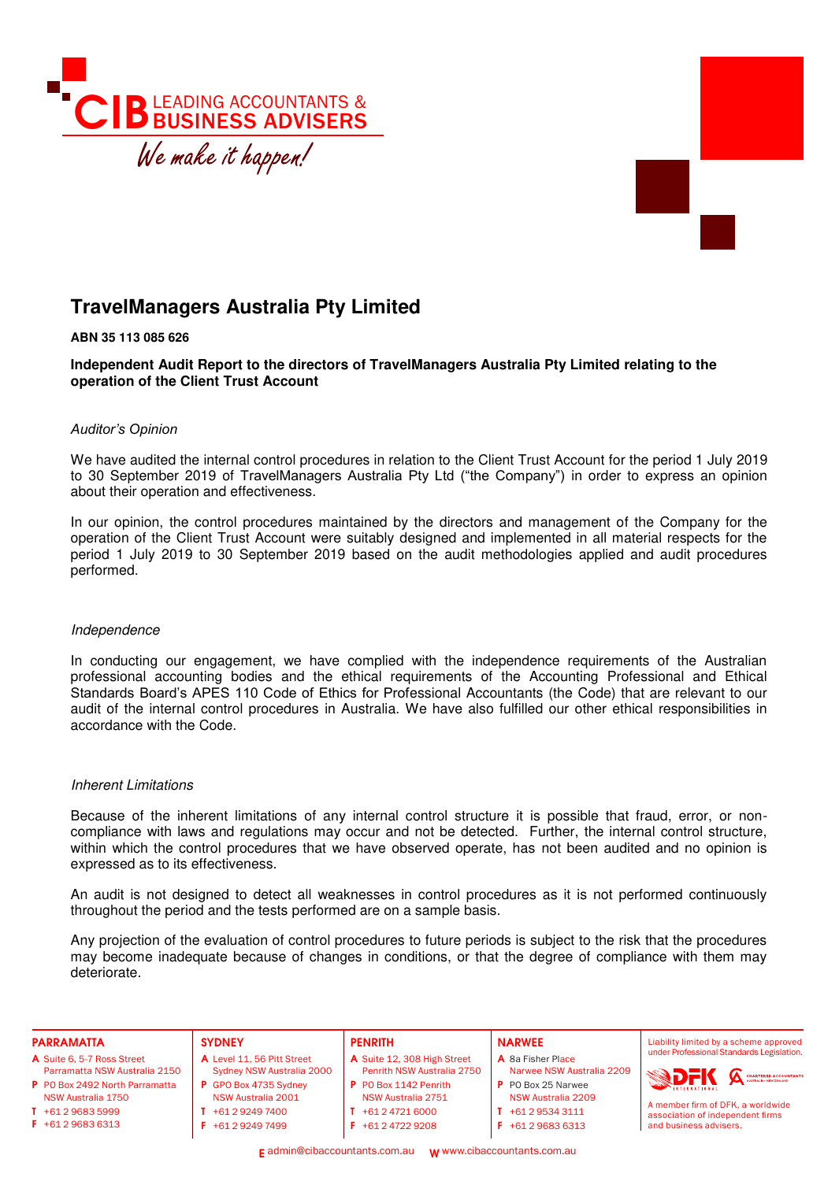# TravelManagers Australia Pty Limited

**ABN 35 113 085 626**

**Independent Audit Report to the directors of TravelManagers Australia Pty Limited relating to the operation of the Client Trust Account**

*Auditor's Opinion*

We have audited the internal control procedures in relation to the Client Trust Account for the period 1 July 2019 to 30 September 2019 of TravelManagers Australia Pty Ltd ("the Company") in order to express an opinion about their operation and effectiveness.

In our opinion, the control procedures maintained by the directors and management of the Company for the operation of the Client Trust Account were suitably designed and implemented in all material respects for the period 1 July 2019 to 30 September 2019 based on the audit methodologies applied and audit procedures performed.

*Independence*

In conducting our engagement, we have complied with the independence requirements of the Australian professional accounting bodies and the ethical requirements of the Accounting Professional and Ethical Standards Board's APES 110 Code of Ethics for Professional Accountants (the Code) that are relevant to our audit of the internal control procedures in Australia. We have also fulfilled our other ethical responsibilities in accordance with the Code.

*Inherent Limitations*

Because of the inherent limitations of any internal control structure it is possible that fraud, error, or non-compliance with laws and regulations may occur and not be detected. Further, the internal control structure, within which the control procedures that we have observed operate, has not been audited and no opinion is expressed as to its effectiveness.

An audit is not designed to detect all weaknesses in control procedures as it is not performed continuously throughout the period and the tests performed are on a sample basis.

Any projection of the evaluation of control procedures to future periods is subject to the risk that the procedures may become inadequate because of changes in conditions, or that the degree of compliance with them may deteriorate.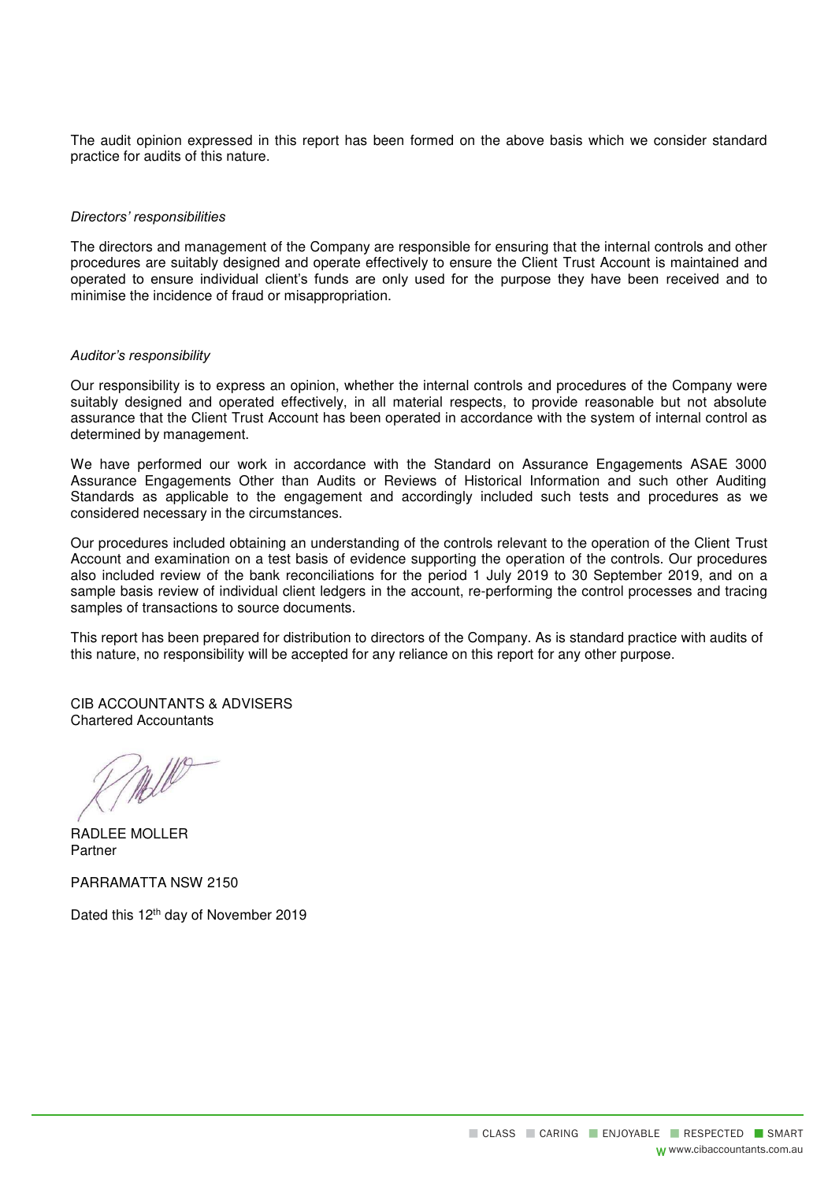The audit opinion expressed in this report has been formed on the above basis which we consider standard practice for audits of this nature.

*Directors' responsibilities*

The directors and management of the Company are responsible for ensuring that the internal controls and other procedures are suitably designed and operate effectively to ensure the Client Trust Account is maintained and operated to ensure individual client's funds are only used for the purpose they have been received and to minimise the incidence of fraud or misappropriation.

*Auditor's responsibility*

Our responsibility is to express an opinion, whether the internal controls and procedures of the Company were suitably designed and operated effectively, in all material respects, to provide reasonable but not absolute assurance that the Client Trust Account has been operated in accordance with the system of internal control as determined by management.

We have performed our work in accordance with the Standard on Assurance Engagements ASAE 3000 Assurance Engagements Other than Audits or Reviews of Historical Information and such other Auditing Standards as applicable to the engagement and accordingly included such tests and procedures as we considered necessary in the circumstances.

Our procedures included obtaining an understanding of the controls relevant to the operation of the Client Trust Account and examination on a test basis of evidence supporting the operation of the controls. Our procedures also included review of the bank reconciliations for the period 1 July 2019 to 30 September 2019, and on a sample basis review of individual client ledgers in the account, re-performing the control processes and tracing samples of transactions to source documents.

This report has been prepared for distribution to directors of the Company. As is standard practice with audits of this nature, no responsibility will be accepted for any reliance on this report for any other purpose.

CIB ACCOUNTANTS & ADVISERS
Chartered Accountants

RADLEE MOLLER
Partner

PARRAMATTA NSW 2150

Dated this 12th day of November 2019